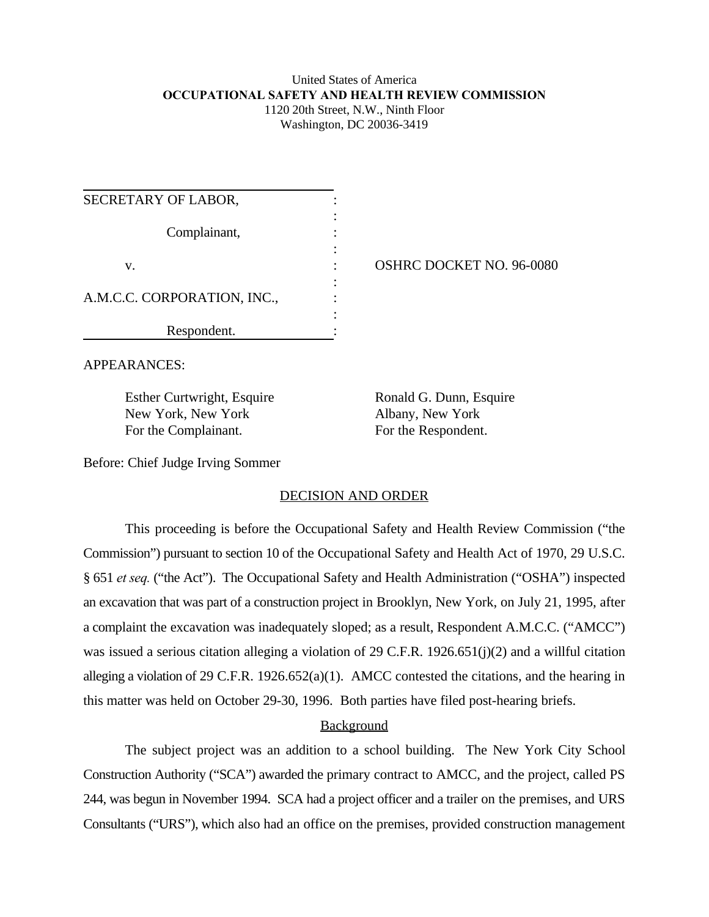United States of America
**OCCUPATIONAL SAFETY AND HEALTH REVIEW COMMISSION**
1120 20th Street, N.W., Ninth Floor
Washington, DC 20036-3419

SECRETARY OF LABOR,

Complainant,

v.

A.M.C.C. CORPORATION, INC.,

Respondent.

OSHRC DOCKET NO. 96-0080

APPEARANCES:

Esther Curtwright, Esquire
New York, New York
For the Complainant.

Ronald G. Dunn, Esquire
Albany, New York
For the Respondent.

Before: Chief Judge Irving Sommer

## DECISION AND ORDER

This proceeding is before the Occupational Safety and Health Review Commission ("the Commission") pursuant to section 10 of the Occupational Safety and Health Act of 1970, 29 U.S.C. § 651 *et seq.* ("the Act"). The Occupational Safety and Health Administration ("OSHA") inspected an excavation that was part of a construction project in Brooklyn, New York, on July 21, 1995, after a complaint the excavation was inadequately sloped; as a result, Respondent A.M.C.C. ("AMCC") was issued a serious citation alleging a violation of 29 C.F.R. 1926.651(j)(2) and a willful citation alleging a violation of 29 C.F.R. 1926.652(a)(1). AMCC contested the citations, and the hearing in this matter was held on October 29-30, 1996. Both parties have filed post-hearing briefs.

### Background

The subject project was an addition to a school building. The New York City School Construction Authority ("SCA") awarded the primary contract to AMCC, and the project, called PS 244, was begun in November 1994. SCA had a project officer and a trailer on the premises, and URS Consultants ("URS"), which also had an office on the premises, provided construction management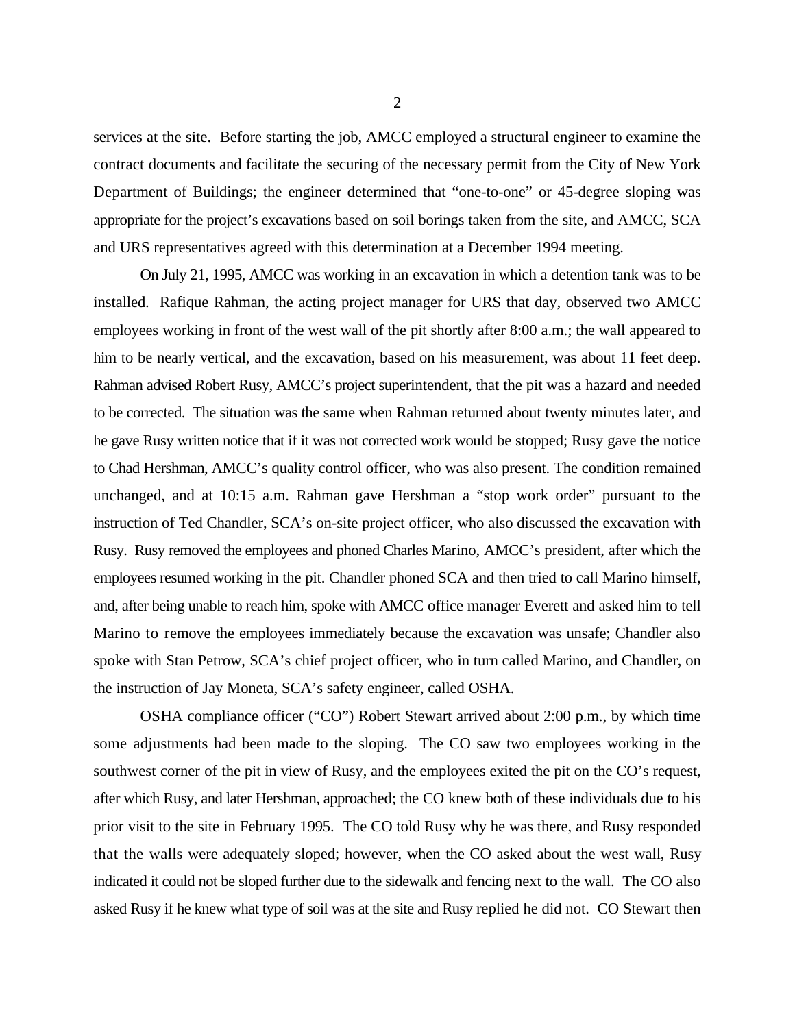services at the site. Before starting the job, AMCC employed a structural engineer to examine the contract documents and facilitate the securing of the necessary permit from the City of New York Department of Buildings; the engineer determined that "one-to-one" or 45-degree sloping was appropriate for the project's excavations based on soil borings taken from the site, and AMCC, SCA and URS representatives agreed with this determination at a December 1994 meeting.

On July 21, 1995, AMCC was working in an excavation in which a detention tank was to be installed. Rafique Rahman, the acting project manager for URS that day, observed two AMCC employees working in front of the west wall of the pit shortly after 8:00 a.m.; the wall appeared to him to be nearly vertical, and the excavation, based on his measurement, was about 11 feet deep. Rahman advised Robert Rusy, AMCC's project superintendent, that the pit was a hazard and needed to be corrected. The situation was the same when Rahman returned about twenty minutes later, and he gave Rusy written notice that if it was not corrected work would be stopped; Rusy gave the notice to Chad Hershman, AMCC's quality control officer, who was also present. The condition remained unchanged, and at 10:15 a.m. Rahman gave Hershman a "stop work order" pursuant to the instruction of Ted Chandler, SCA's on-site project officer, who also discussed the excavation with Rusy. Rusy removed the employees and phoned Charles Marino, AMCC's president, after which the employees resumed working in the pit. Chandler phoned SCA and then tried to call Marino himself, and, after being unable to reach him, spoke with AMCC office manager Everett and asked him to tell Marino to remove the employees immediately because the excavation was unsafe; Chandler also spoke with Stan Petrow, SCA's chief project officer, who in turn called Marino, and Chandler, on the instruction of Jay Moneta, SCA's safety engineer, called OSHA.

OSHA compliance officer ("CO") Robert Stewart arrived about 2:00 p.m., by which time some adjustments had been made to the sloping. The CO saw two employees working in the southwest corner of the pit in view of Rusy, and the employees exited the pit on the CO's request, after which Rusy, and later Hershman, approached; the CO knew both of these individuals due to his prior visit to the site in February 1995. The CO told Rusy why he was there, and Rusy responded that the walls were adequately sloped; however, when the CO asked about the west wall, Rusy indicated it could not be sloped further due to the sidewalk and fencing next to the wall. The CO also asked Rusy if he knew what type of soil was at the site and Rusy replied he did not. CO Stewart then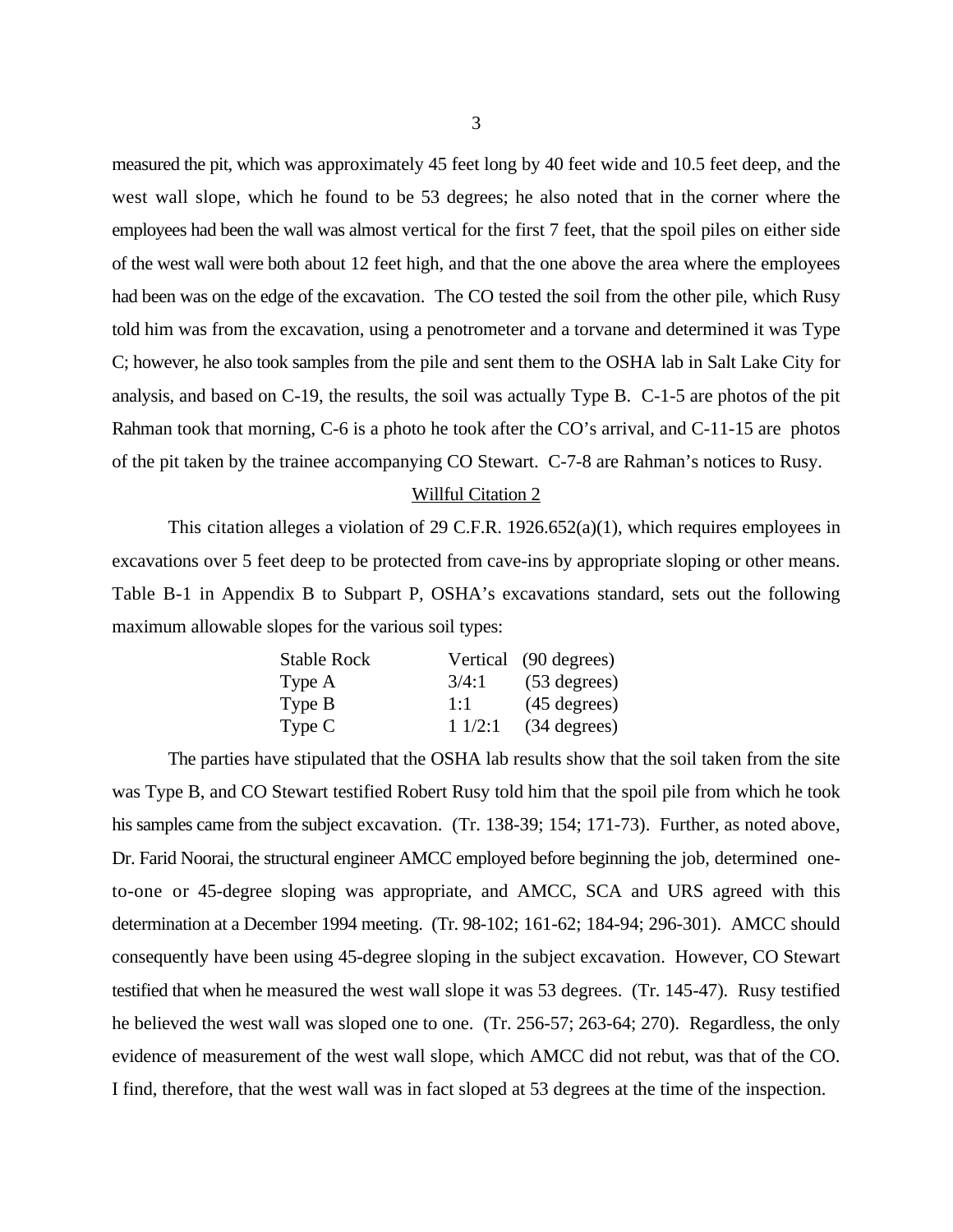measured the pit, which was approximately 45 feet long by 40 feet wide and 10.5 feet deep, and the west wall slope, which he found to be 53 degrees; he also noted that in the corner where the employees had been the wall was almost vertical for the first 7 feet, that the spoil piles on either side of the west wall were both about 12 feet high, and that the one above the area where the employees had been was on the edge of the excavation. The CO tested the soil from the other pile, which Rusy told him was from the excavation, using a penotrometer and a torvane and determined it was Type C; however, he also took samples from the pile and sent them to the OSHA lab in Salt Lake City for analysis, and based on C-19, the results, the soil was actually Type B. C-1-5 are photos of the pit Rahman took that morning, C-6 is a photo he took after the CO's arrival, and C-11-15 are photos of the pit taken by the trainee accompanying CO Stewart. C-7-8 are Rahman's notices to Rusy.

<u>Willful Citation 2</u>

This citation alleges a violation of 29 C.F.R. 1926.652(a)(1), which requires employees in excavations over 5 feet deep to be protected from cave-ins by appropriate sloping or other means. Table B-1 in Appendix B to Subpart P, OSHA's excavations standard, sets out the following maximum allowable slopes for the various soil types:

| | | |
|---|---|---|
| Stable Rock | Vertical | (90 degrees) |
| Type A | 3/4:1 | (53 degrees) |
| Type B | 1:1 | (45 degrees) |
| Type C | 1 1/2:1 | (34 degrees) |

The parties have stipulated that the OSHA lab results show that the soil taken from the site was Type B, and CO Stewart testified Robert Rusy told him that the spoil pile from which he took his samples came from the subject excavation. (Tr. 138-39; 154; 171-73). Further, as noted above, Dr. Farid Noorai, the structural engineer AMCC employed before beginning the job, determined one-to-one or 45-degree sloping was appropriate, and AMCC, SCA and URS agreed with this determination at a December 1994 meeting. (Tr. 98-102; 161-62; 184-94; 296-301). AMCC should consequently have been using 45-degree sloping in the subject excavation. However, CO Stewart testified that when he measured the west wall slope it was 53 degrees. (Tr. 145-47). Rusy testified he believed the west wall was sloped one to one. (Tr. 256-57; 263-64; 270). Regardless, the only evidence of measurement of the west wall slope, which AMCC did not rebut, was that of the CO. I find, therefore, that the west wall was in fact sloped at 53 degrees at the time of the inspection.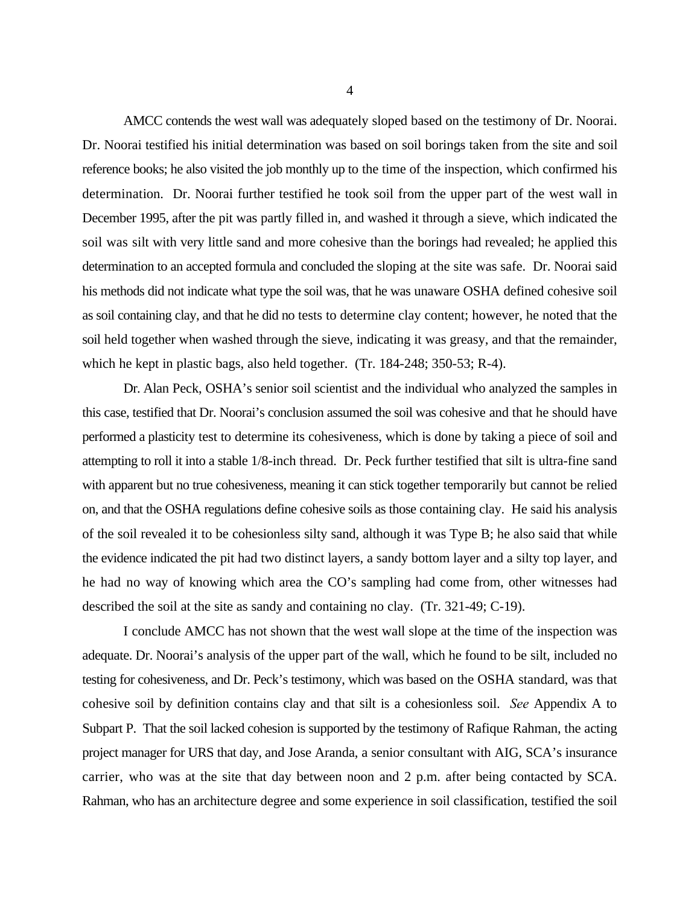AMCC contends the west wall was adequately sloped based on the testimony of Dr. Noorai. Dr. Noorai testified his initial determination was based on soil borings taken from the site and soil reference books; he also visited the job monthly up to the time of the inspection, which confirmed his determination. Dr. Noorai further testified he took soil from the upper part of the west wall in December 1995, after the pit was partly filled in, and washed it through a sieve, which indicated the soil was silt with very little sand and more cohesive than the borings had revealed; he applied this determination to an accepted formula and concluded the sloping at the site was safe. Dr. Noorai said his methods did not indicate what type the soil was, that he was unaware OSHA defined cohesive soil as soil containing clay, and that he did no tests to determine clay content; however, he noted that the soil held together when washed through the sieve, indicating it was greasy, and that the remainder, which he kept in plastic bags, also held together. (Tr. 184-248; 350-53; R-4).

Dr. Alan Peck, OSHA's senior soil scientist and the individual who analyzed the samples in this case, testified that Dr. Noorai's conclusion assumed the soil was cohesive and that he should have performed a plasticity test to determine its cohesiveness, which is done by taking a piece of soil and attempting to roll it into a stable 1/8-inch thread. Dr. Peck further testified that silt is ultra-fine sand with apparent but no true cohesiveness, meaning it can stick together temporarily but cannot be relied on, and that the OSHA regulations define cohesive soils as those containing clay. He said his analysis of the soil revealed it to be cohesionless silty sand, although it was Type B; he also said that while the evidence indicated the pit had two distinct layers, a sandy bottom layer and a silty top layer, and he had no way of knowing which area the CO's sampling had come from, other witnesses had described the soil at the site as sandy and containing no clay. (Tr. 321-49; C-19).

I conclude AMCC has not shown that the west wall slope at the time of the inspection was adequate. Dr. Noorai's analysis of the upper part of the wall, which he found to be silt, included no testing for cohesiveness, and Dr. Peck's testimony, which was based on the OSHA standard, was that cohesive soil by definition contains clay and that silt is a cohesionless soil. *See* Appendix A to Subpart P. That the soil lacked cohesion is supported by the testimony of Rafique Rahman, the acting project manager for URS that day, and Jose Aranda, a senior consultant with AIG, SCA's insurance carrier, who was at the site that day between noon and 2 p.m. after being contacted by SCA. Rahman, who has an architecture degree and some experience in soil classification, testified the soil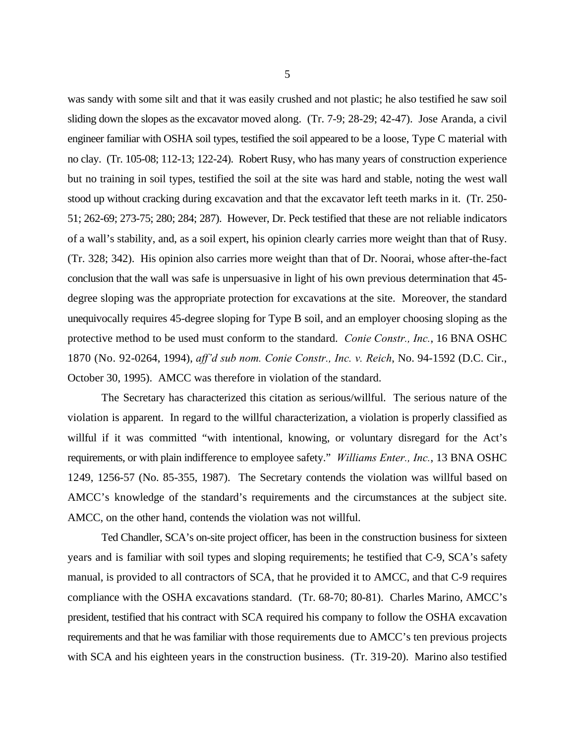was sandy with some silt and that it was easily crushed and not plastic; he also testified he saw soil sliding down the slopes as the excavator moved along. (Tr. 7-9; 28-29; 42-47). Jose Aranda, a civil engineer familiar with OSHA soil types, testified the soil appeared to be a loose, Type C material with no clay. (Tr. 105-08; 112-13; 122-24). Robert Rusy, who has many years of construction experience but no training in soil types, testified the soil at the site was hard and stable, noting the west wall stood up without cracking during excavation and that the excavator left teeth marks in it. (Tr. 250-51; 262-69; 273-75; 280; 284; 287). However, Dr. Peck testified that these are not reliable indicators of a wall's stability, and, as a soil expert, his opinion clearly carries more weight than that of Rusy. (Tr. 328; 342). His opinion also carries more weight than that of Dr. Noorai, whose after-the-fact conclusion that the wall was safe is unpersuasive in light of his own previous determination that 45-degree sloping was the appropriate protection for excavations at the site. Moreover, the standard unequivocally requires 45-degree sloping for Type B soil, and an employer choosing sloping as the protective method to be used must conform to the standard. *Conie Constr., Inc.*, 16 BNA OSHC 1870 (No. 92-0264, 1994), *aff'd sub nom. Conie Constr., Inc. v. Reich*, No. 94-1592 (D.C. Cir., October 30, 1995). AMCC was therefore in violation of the standard.

The Secretary has characterized this citation as serious/willful. The serious nature of the violation is apparent. In regard to the willful characterization, a violation is properly classified as willful if it was committed "with intentional, knowing, or voluntary disregard for the Act's requirements, or with plain indifference to employee safety." *Williams Enter., Inc.*, 13 BNA OSHC 1249, 1256-57 (No. 85-355, 1987). The Secretary contends the violation was willful based on AMCC's knowledge of the standard's requirements and the circumstances at the subject site. AMCC, on the other hand, contends the violation was not willful.

Ted Chandler, SCA's on-site project officer, has been in the construction business for sixteen years and is familiar with soil types and sloping requirements; he testified that C-9, SCA's safety manual, is provided to all contractors of SCA, that he provided it to AMCC, and that C-9 requires compliance with the OSHA excavations standard. (Tr. 68-70; 80-81). Charles Marino, AMCC's president, testified that his contract with SCA required his company to follow the OSHA excavation requirements and that he was familiar with those requirements due to AMCC's ten previous projects with SCA and his eighteen years in the construction business. (Tr. 319-20). Marino also testified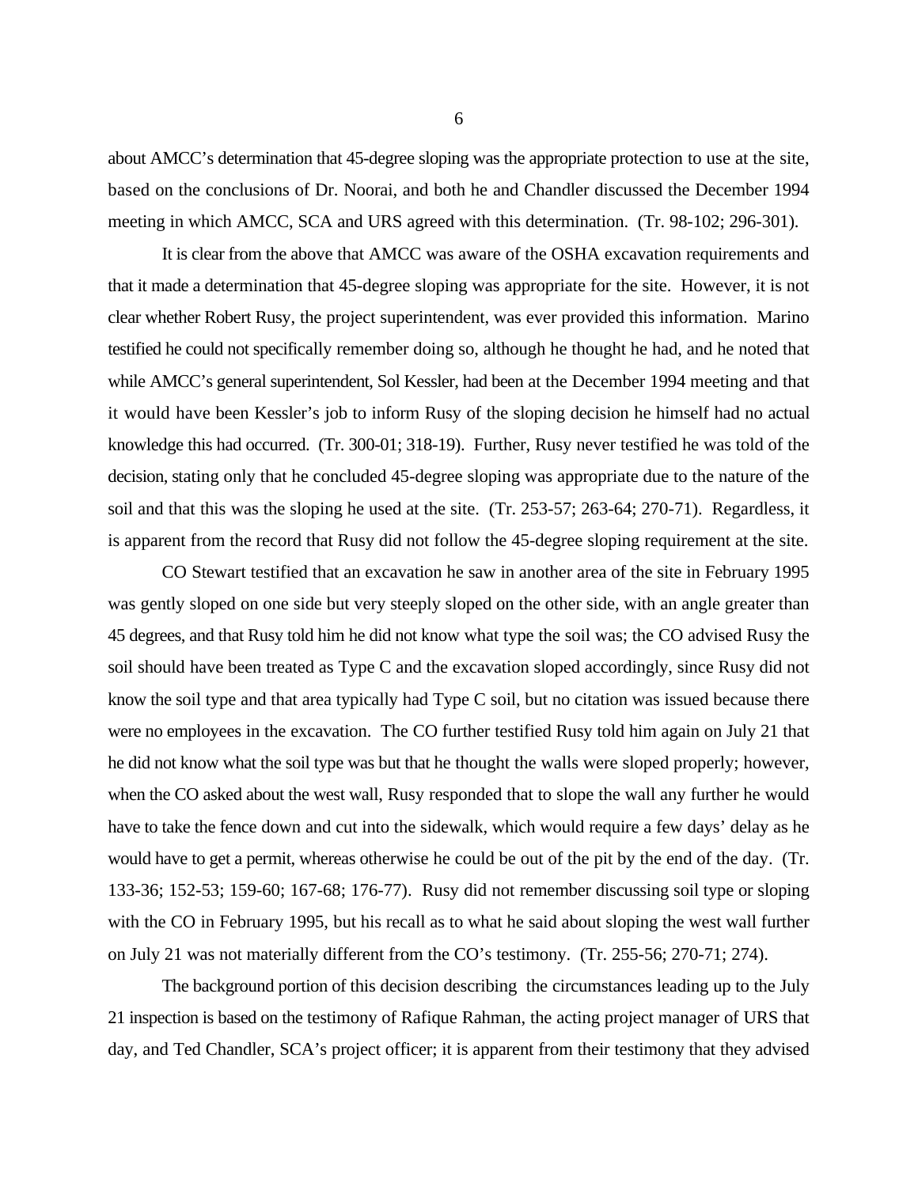about AMCC's determination that 45-degree sloping was the appropriate protection to use at the site, based on the conclusions of Dr. Noorai, and both he and Chandler discussed the December 1994 meeting in which AMCC, SCA and URS agreed with this determination. (Tr. 98-102; 296-301).

It is clear from the above that AMCC was aware of the OSHA excavation requirements and that it made a determination that 45-degree sloping was appropriate for the site. However, it is not clear whether Robert Rusy, the project superintendent, was ever provided this information. Marino testified he could not specifically remember doing so, although he thought he had, and he noted that while AMCC's general superintendent, Sol Kessler, had been at the December 1994 meeting and that it would have been Kessler's job to inform Rusy of the sloping decision he himself had no actual knowledge this had occurred. (Tr. 300-01; 318-19). Further, Rusy never testified he was told of the decision, stating only that he concluded 45-degree sloping was appropriate due to the nature of the soil and that this was the sloping he used at the site. (Tr. 253-57; 263-64; 270-71). Regardless, it is apparent from the record that Rusy did not follow the 45-degree sloping requirement at the site.

CO Stewart testified that an excavation he saw in another area of the site in February 1995 was gently sloped on one side but very steeply sloped on the other side, with an angle greater than 45 degrees, and that Rusy told him he did not know what type the soil was; the CO advised Rusy the soil should have been treated as Type C and the excavation sloped accordingly, since Rusy did not know the soil type and that area typically had Type C soil, but no citation was issued because there were no employees in the excavation. The CO further testified Rusy told him again on July 21 that he did not know what the soil type was but that he thought the walls were sloped properly; however, when the CO asked about the west wall, Rusy responded that to slope the wall any further he would have to take the fence down and cut into the sidewalk, which would require a few days' delay as he would have to get a permit, whereas otherwise he could be out of the pit by the end of the day. (Tr. 133-36; 152-53; 159-60; 167-68; 176-77). Rusy did not remember discussing soil type or sloping with the CO in February 1995, but his recall as to what he said about sloping the west wall further on July 21 was not materially different from the CO's testimony. (Tr. 255-56; 270-71; 274).

The background portion of this decision describing the circumstances leading up to the July 21 inspection is based on the testimony of Rafique Rahman, the acting project manager of URS that day, and Ted Chandler, SCA's project officer; it is apparent from their testimony that they advised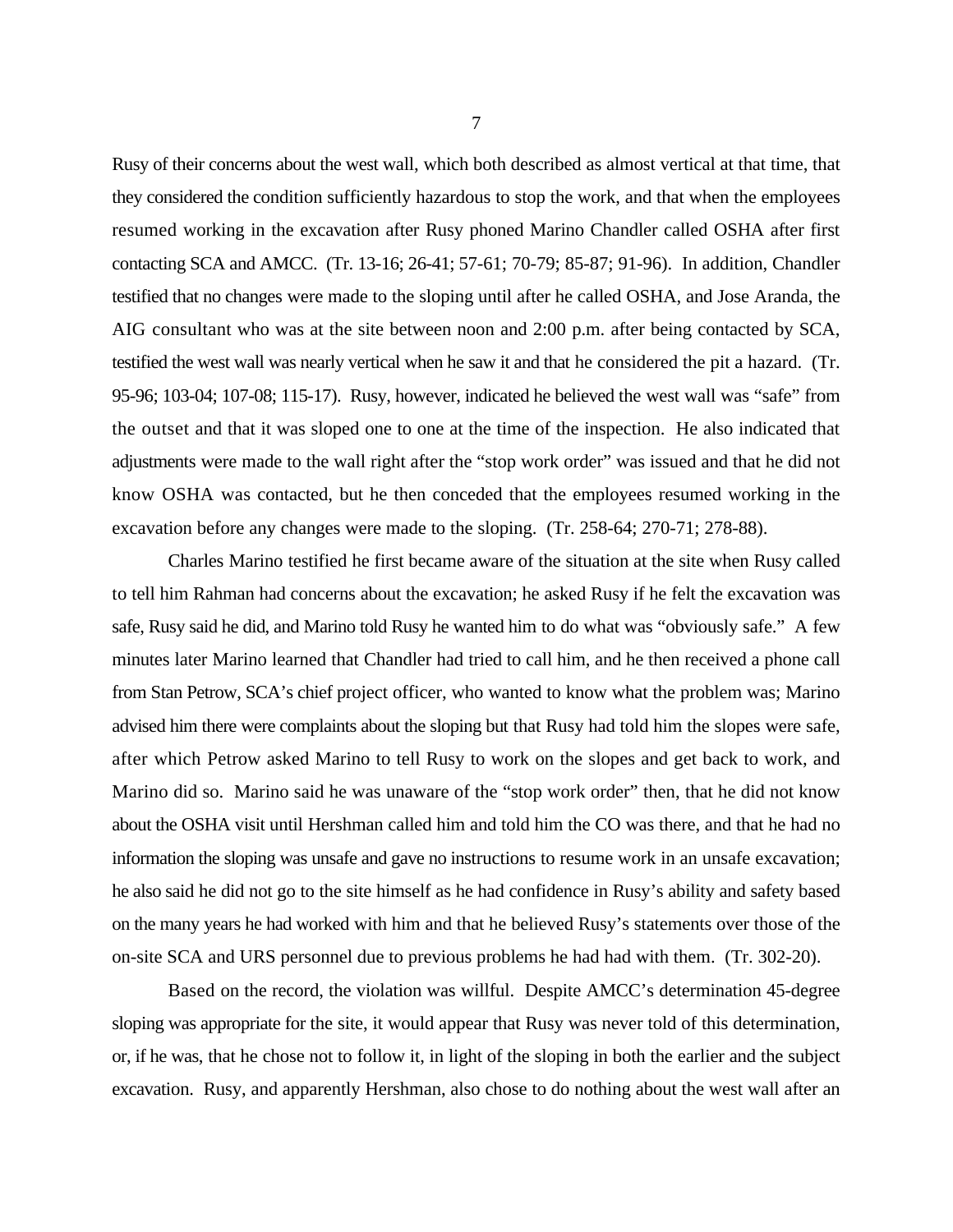Rusy of their concerns about the west wall, which both described as almost vertical at that time, that they considered the condition sufficiently hazardous to stop the work, and that when the employees resumed working in the excavation after Rusy phoned Marino Chandler called OSHA after first contacting SCA and AMCC. (Tr. 13-16; 26-41; 57-61; 70-79; 85-87; 91-96). In addition, Chandler testified that no changes were made to the sloping until after he called OSHA, and Jose Aranda, the AIG consultant who was at the site between noon and 2:00 p.m. after being contacted by SCA, testified the west wall was nearly vertical when he saw it and that he considered the pit a hazard. (Tr. 95-96; 103-04; 107-08; 115-17). Rusy, however, indicated he believed the west wall was "safe" from the outset and that it was sloped one to one at the time of the inspection. He also indicated that adjustments were made to the wall right after the "stop work order" was issued and that he did not know OSHA was contacted, but he then conceded that the employees resumed working in the excavation before any changes were made to the sloping. (Tr. 258-64; 270-71; 278-88).

Charles Marino testified he first became aware of the situation at the site when Rusy called to tell him Rahman had concerns about the excavation; he asked Rusy if he felt the excavation was safe, Rusy said he did, and Marino told Rusy he wanted him to do what was "obviously safe." A few minutes later Marino learned that Chandler had tried to call him, and he then received a phone call from Stan Petrow, SCA's chief project officer, who wanted to know what the problem was; Marino advised him there were complaints about the sloping but that Rusy had told him the slopes were safe, after which Petrow asked Marino to tell Rusy to work on the slopes and get back to work, and Marino did so. Marino said he was unaware of the "stop work order" then, that he did not know about the OSHA visit until Hershman called him and told him the CO was there, and that he had no information the sloping was unsafe and gave no instructions to resume work in an unsafe excavation; he also said he did not go to the site himself as he had confidence in Rusy's ability and safety based on the many years he had worked with him and that he believed Rusy's statements over those of the on-site SCA and URS personnel due to previous problems he had had with them. (Tr. 302-20).

Based on the record, the violation was willful. Despite AMCC's determination 45-degree sloping was appropriate for the site, it would appear that Rusy was never told of this determination, or, if he was, that he chose not to follow it, in light of the sloping in both the earlier and the subject excavation. Rusy, and apparently Hershman, also chose to do nothing about the west wall after an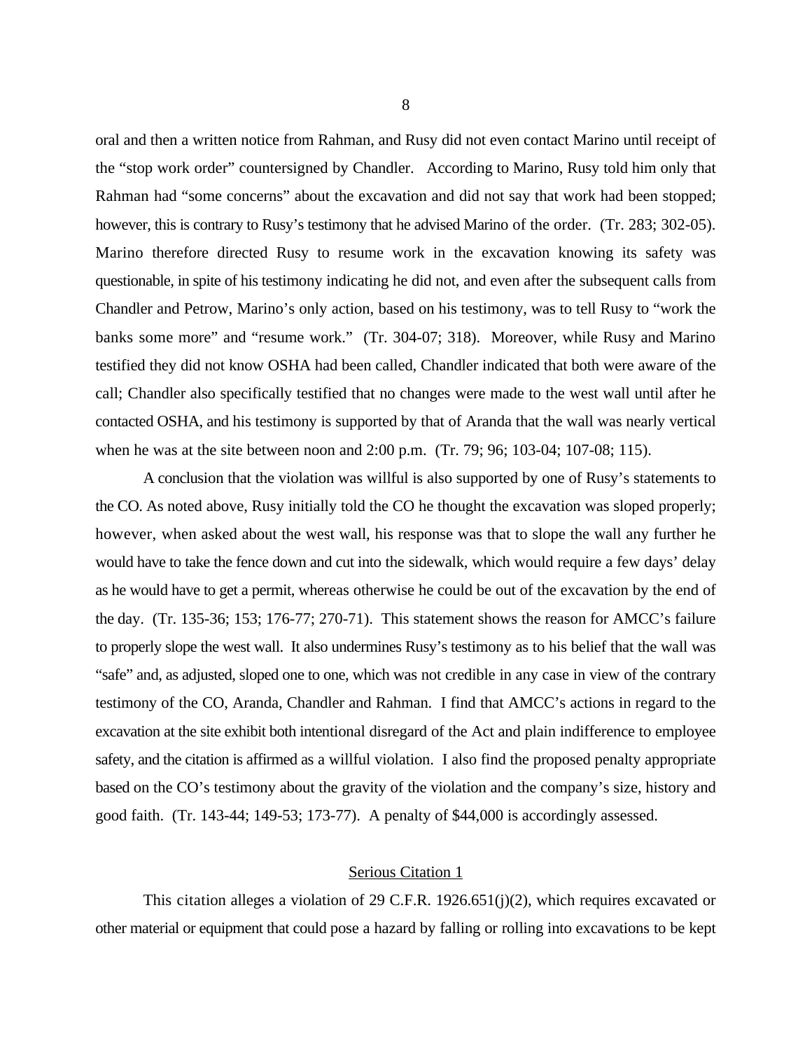oral and then a written notice from Rahman, and Rusy did not even contact Marino until receipt of the "stop work order" countersigned by Chandler. According to Marino, Rusy told him only that Rahman had "some concerns" about the excavation and did not say that work had been stopped; however, this is contrary to Rusy's testimony that he advised Marino of the order. (Tr. 283; 302-05). Marino therefore directed Rusy to resume work in the excavation knowing its safety was questionable, in spite of his testimony indicating he did not, and even after the subsequent calls from Chandler and Petrow, Marino's only action, based on his testimony, was to tell Rusy to "work the banks some more" and "resume work." (Tr. 304-07; 318). Moreover, while Rusy and Marino testified they did not know OSHA had been called, Chandler indicated that both were aware of the call; Chandler also specifically testified that no changes were made to the west wall until after he contacted OSHA, and his testimony is supported by that of Aranda that the wall was nearly vertical when he was at the site between noon and 2:00 p.m. (Tr. 79; 96; 103-04; 107-08; 115).

A conclusion that the violation was willful is also supported by one of Rusy's statements to the CO. As noted above, Rusy initially told the CO he thought the excavation was sloped properly; however, when asked about the west wall, his response was that to slope the wall any further he would have to take the fence down and cut into the sidewalk, which would require a few days' delay as he would have to get a permit, whereas otherwise he could be out of the excavation by the end of the day. (Tr. 135-36; 153; 176-77; 270-71). This statement shows the reason for AMCC's failure to properly slope the west wall. It also undermines Rusy's testimony as to his belief that the wall was "safe" and, as adjusted, sloped one to one, which was not credible in any case in view of the contrary testimony of the CO, Aranda, Chandler and Rahman. I find that AMCC's actions in regard to the excavation at the site exhibit both intentional disregard of the Act and plain indifference to employee safety, and the citation is affirmed as a willful violation. I also find the proposed penalty appropriate based on the CO's testimony about the gravity of the violation and the company's size, history and good faith. (Tr. 143-44; 149-53; 173-77). A penalty of $44,000 is accordingly assessed.

## Serious Citation 1

This citation alleges a violation of 29 C.F.R. 1926.651(j)(2), which requires excavated or other material or equipment that could pose a hazard by falling or rolling into excavations to be kept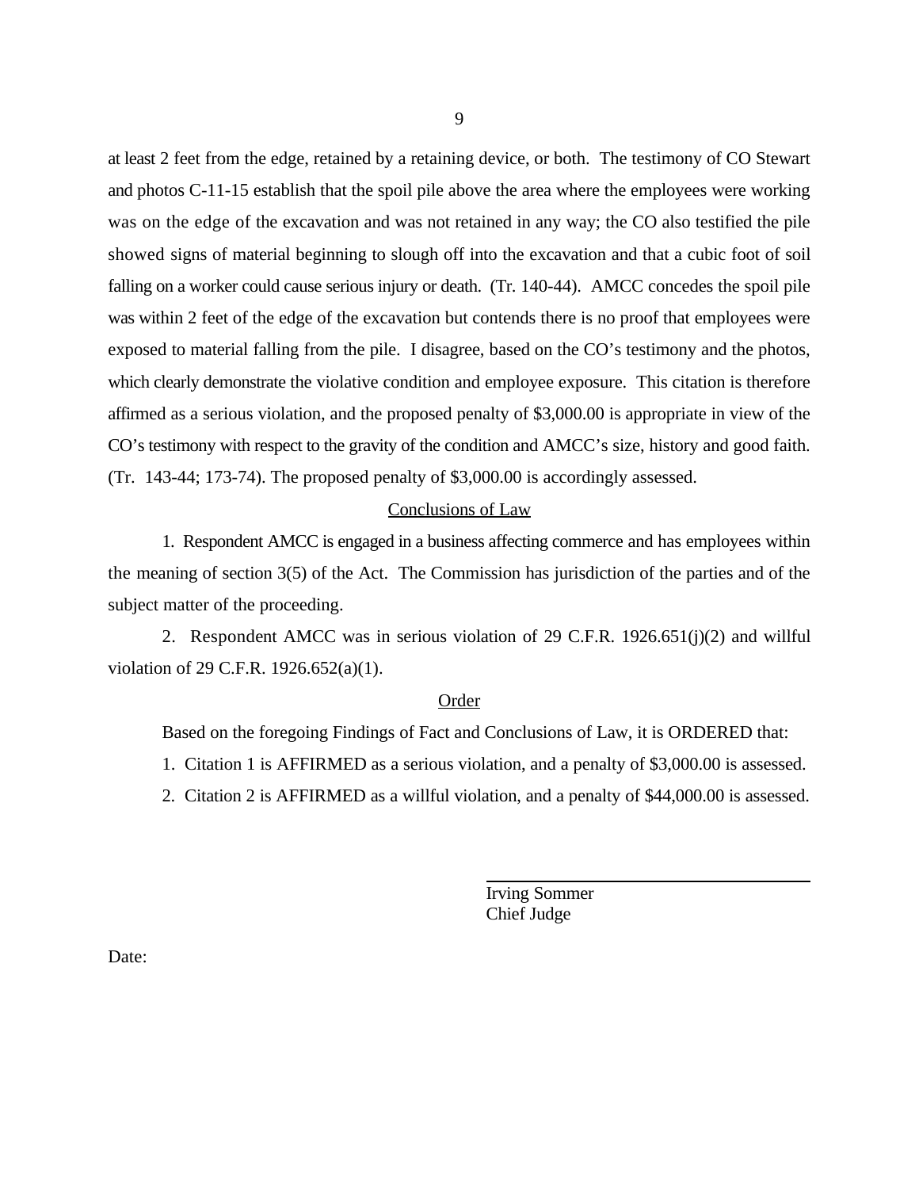at least 2 feet from the edge, retained by a retaining device, or both. The testimony of CO Stewart and photos C-11-15 establish that the spoil pile above the area where the employees were working was on the edge of the excavation and was not retained in any way; the CO also testified the pile showed signs of material beginning to slough off into the excavation and that a cubic foot of soil falling on a worker could cause serious injury or death. (Tr. 140-44). AMCC concedes the spoil pile was within 2 feet of the edge of the excavation but contends there is no proof that employees were exposed to material falling from the pile. I disagree, based on the CO's testimony and the photos, which clearly demonstrate the violative condition and employee exposure. This citation is therefore affirmed as a serious violation, and the proposed penalty of $3,000.00 is appropriate in view of the CO's testimony with respect to the gravity of the condition and AMCC's size, history and good faith. (Tr. 143-44; 173-74). The proposed penalty of $3,000.00 is accordingly assessed.

## Conclusions of Law

1. Respondent AMCC is engaged in a business affecting commerce and has employees within the meaning of section 3(5) of the Act. The Commission has jurisdiction of the parties and of the subject matter of the proceeding.

2. Respondent AMCC was in serious violation of 29 C.F.R. 1926.651(j)(2) and willful violation of 29 C.F.R. 1926.652(a)(1).

## Order

Based on the foregoing Findings of Fact and Conclusions of Law, it is ORDERED that:

1. Citation 1 is AFFIRMED as a serious violation, and a penalty of $3,000.00 is assessed.

2. Citation 2 is AFFIRMED as a willful violation, and a penalty of $44,000.00 is assessed.

Irving Sommer
Chief Judge

Date: